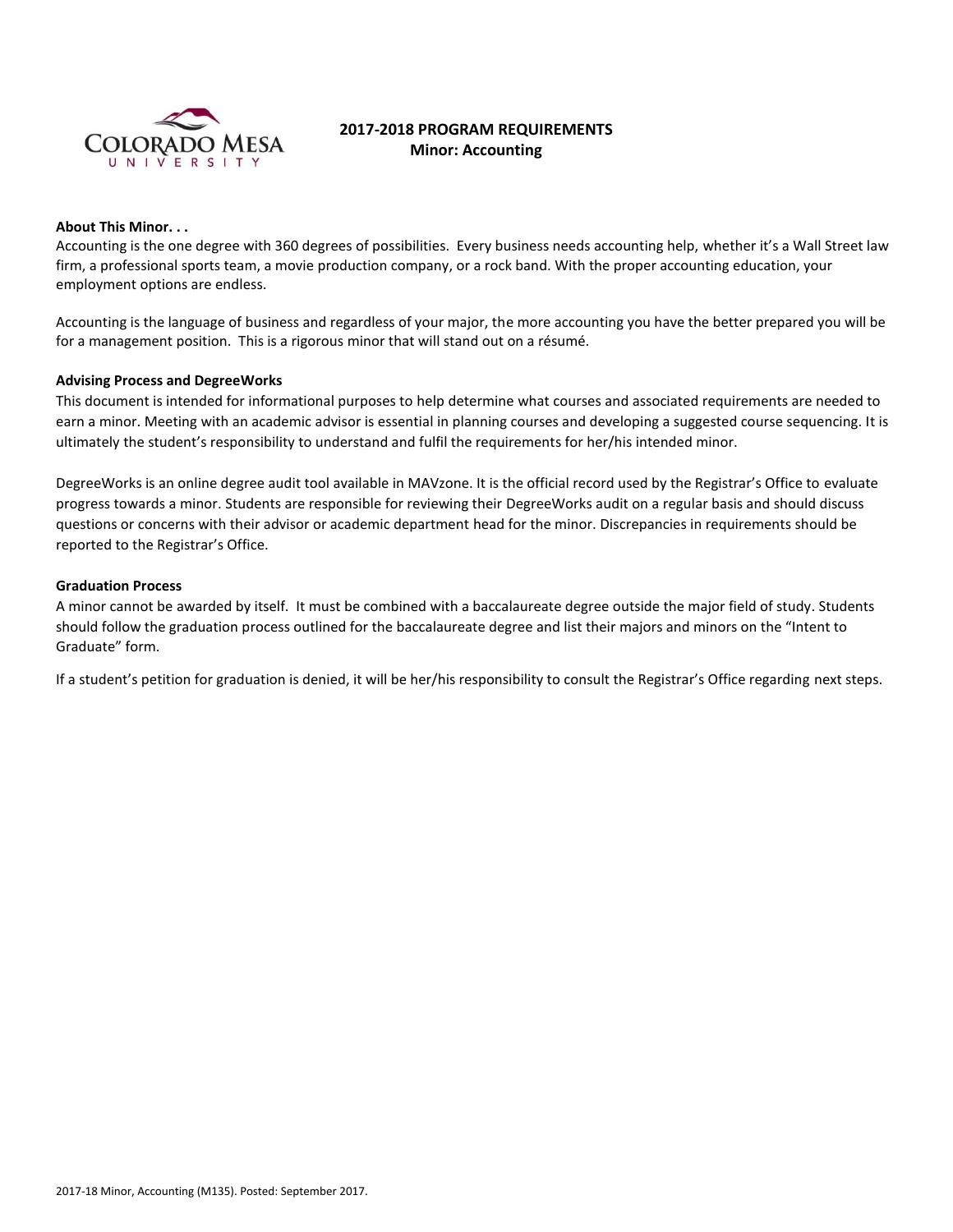# 2017-2018 PROGRAM REQUIREMENTS
## Minor: Accounting

**About This Minor. . .**

Accounting is the one degree with 360 degrees of possibilities. Every business needs accounting help, whether it's a Wall Street law firm, a professional sports team, a movie production company, or a rock band. With the proper accounting education, your employment options are endless.

Accounting is the language of business and regardless of your major, the more accounting you have the better prepared you will be for a management position. This is a rigorous minor that will stand out on a résumé.

**Advising Process and DegreeWorks**

This document is intended for informational purposes to help determine what courses and associated requirements are needed to earn a minor. Meeting with an academic advisor is essential in planning courses and developing a suggested course sequencing. It is ultimately the student's responsibility to understand and fulfil the requirements for her/his intended minor.

DegreeWorks is an online degree audit tool available in MAVzone. It is the official record used by the Registrar's Office to evaluate progress towards a minor. Students are responsible for reviewing their DegreeWorks audit on a regular basis and should discuss questions or concerns with their advisor or academic department head for the minor. Discrepancies in requirements should be reported to the Registrar's Office.

**Graduation Process**

A minor cannot be awarded by itself. It must be combined with a baccalaureate degree outside the major field of study. Students should follow the graduation process outlined for the baccalaureate degree and list their majors and minors on the "Intent to Graduate" form.

If a student's petition for graduation is denied, it will be her/his responsibility to consult the Registrar's Office regarding next steps.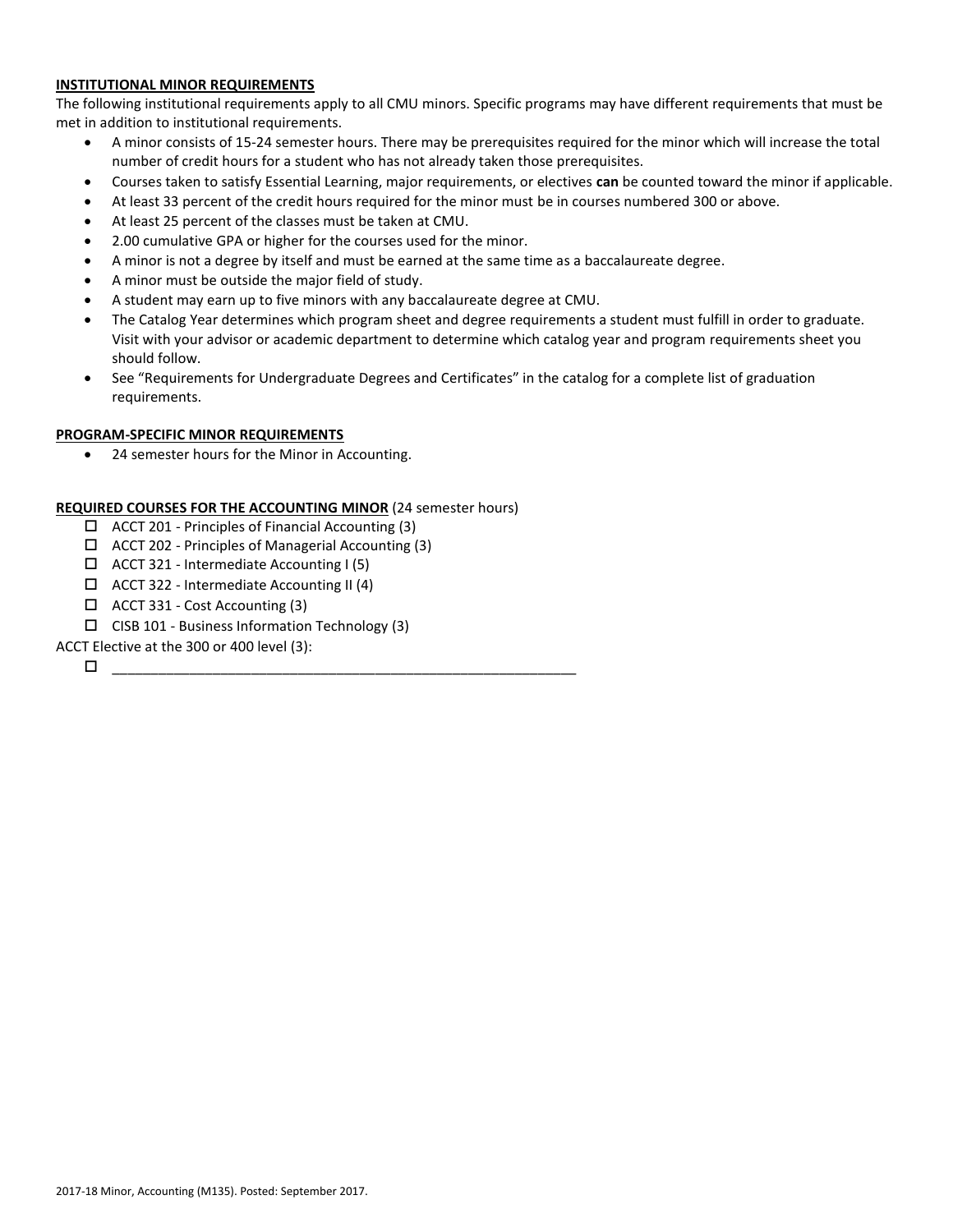**INSTITUTIONAL MINOR REQUIREMENTS**

The following institutional requirements apply to all CMU minors. Specific programs may have different requirements that must be met in addition to institutional requirements.

- A minor consists of 15-24 semester hours. There may be prerequisites required for the minor which will increase the total number of credit hours for a student who has not already taken those prerequisites.
- Courses taken to satisfy Essential Learning, major requirements, or electives **can** be counted toward the minor if applicable.
- At least 33 percent of the credit hours required for the minor must be in courses numbered 300 or above.
- At least 25 percent of the classes must be taken at CMU.
- 2.00 cumulative GPA or higher for the courses used for the minor.
- A minor is not a degree by itself and must be earned at the same time as a baccalaureate degree.
- A minor must be outside the major field of study.
- A student may earn up to five minors with any baccalaureate degree at CMU.
- The Catalog Year determines which program sheet and degree requirements a student must fulfill in order to graduate. Visit with your advisor or academic department to determine which catalog year and program requirements sheet you should follow.
- See "Requirements for Undergraduate Degrees and Certificates" in the catalog for a complete list of graduation requirements.

**PROGRAM-SPECIFIC MINOR REQUIREMENTS**

- 24 semester hours for the Minor in Accounting.

**REQUIRED COURSES FOR THE ACCOUNTING MINOR** (24 semester hours)

- ☐ ACCT 201 - Principles of Financial Accounting (3)
- ☐ ACCT 202 - Principles of Managerial Accounting (3)
- ☐ ACCT 321 - Intermediate Accounting I (5)
- ☐ ACCT 322 - Intermediate Accounting II (4)
- ☐ ACCT 331 - Cost Accounting (3)
- ☐ CISB 101 - Business Information Technology (3)

ACCT Elective at the 300 or 400 level (3):

- ☐ ____________________________________________________________

2017-18 Minor, Accounting (M135). Posted: September 2017.